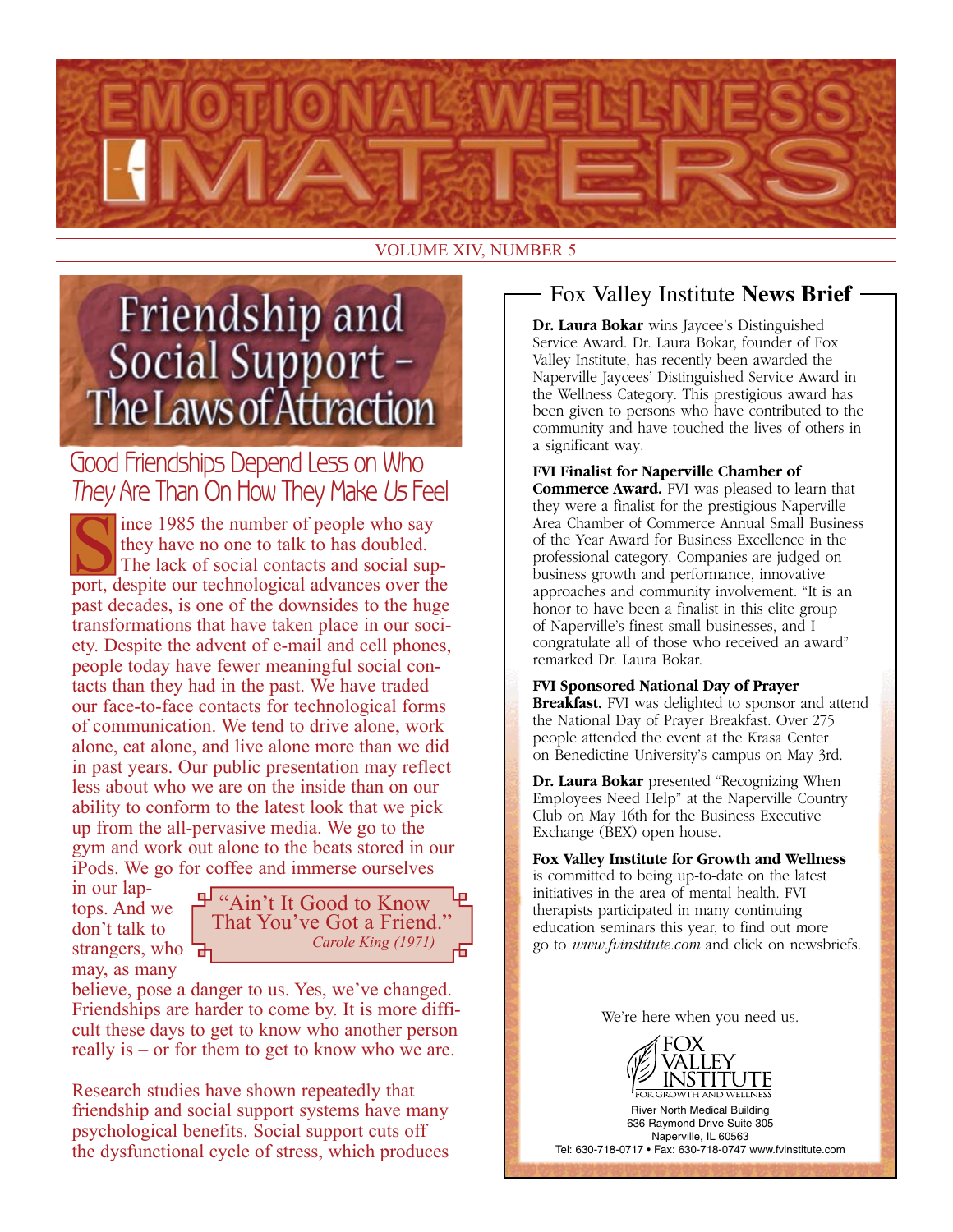# EMOTIONAL WELLNESS MATTERS

VOLUME XIV, NUMBER 5

## Friendship and Social Support – The Laws of Attraction

### Good Friendships Depend Less on Who *They* Are Than On How They Make *Us* Feel

Since 1985 the number of people who say they have no one to talk to has doubled. The lack of social contacts and social support, despite our technological advances over the past decades, is one of the downsides to the huge transformations that have taken place in our society. Despite the advent of e-mail and cell phones, people today have fewer meaningful social contacts than they had in the past. We have traded our face-to-face contacts for technological forms of communication. We tend to drive alone, work alone, eat alone, and live alone more than we did in past years. Our public presentation may reflect less about who we are on the inside than on our ability to conform to the latest look that we pick up from the all-pervasive media. We go to the gym and work out alone to the beats stored in our iPods. We go for coffee and immerse ourselves in our laptops. And we don't talk to strangers, who may, as many believe, pose a danger to us. Yes, we've changed. Friendships are harder to come by. It is more difficult these days to get to know who another person really is – or for them to get to know who we are.

> "Ain't It Good to Know That You've Got a Friend."
> *Carole King (1971)*

Research studies have shown repeatedly that friendship and social support systems have many psychological benefits. Social support cuts off the dysfunctional cycle of stress, which produces

## Fox Valley Institute **News Brief**

**Dr. Laura Bokar** wins Jaycee's Distinguished Service Award. Dr. Laura Bokar, founder of Fox Valley Institute, has recently been awarded the Naperville Jaycees' Distinguished Service Award in the Wellness Category. This prestigious award has been given to persons who have contributed to the community and have touched the lives of others in a significant way.

**FVI Finalist for Naperville Chamber of Commerce Award.** FVI was pleased to learn that they were a finalist for the prestigious Naperville Area Chamber of Commerce Annual Small Business of the Year Award for Business Excellence in the professional category. Companies are judged on business growth and performance, innovative approaches and community involvement. "It is an honor to have been a finalist in this elite group of Naperville's finest small businesses, and I congratulate all of those who received an award" remarked Dr. Laura Bokar.

**FVI Sponsored National Day of Prayer Breakfast.** FVI was delighted to sponsor and attend the National Day of Prayer Breakfast. Over 275 people attended the event at the Krasa Center on Benedictine University's campus on May 3rd.

**Dr. Laura Bokar** presented "Recognizing When Employees Need Help" at the Naperville Country Club on May 16th for the Business Executive Exchange (BEX) open house.

**Fox Valley Institute for Growth and Wellness** is committed to being up-to-date on the latest initiatives in the area of mental health. FVI therapists participated in many continuing education seminars this year, to find out more go to *www.fvinstitute.com* and click on newsbriefs.

We're here when you need us.

FOX VALLEY INSTITUTE
FOR GROWTH AND WELLNESS

River North Medical Building
636 Raymond Drive Suite 305
Naperville, IL 60563
Tel: 630-718-0717 • Fax: 630-718-0747 www.fvinstitute.com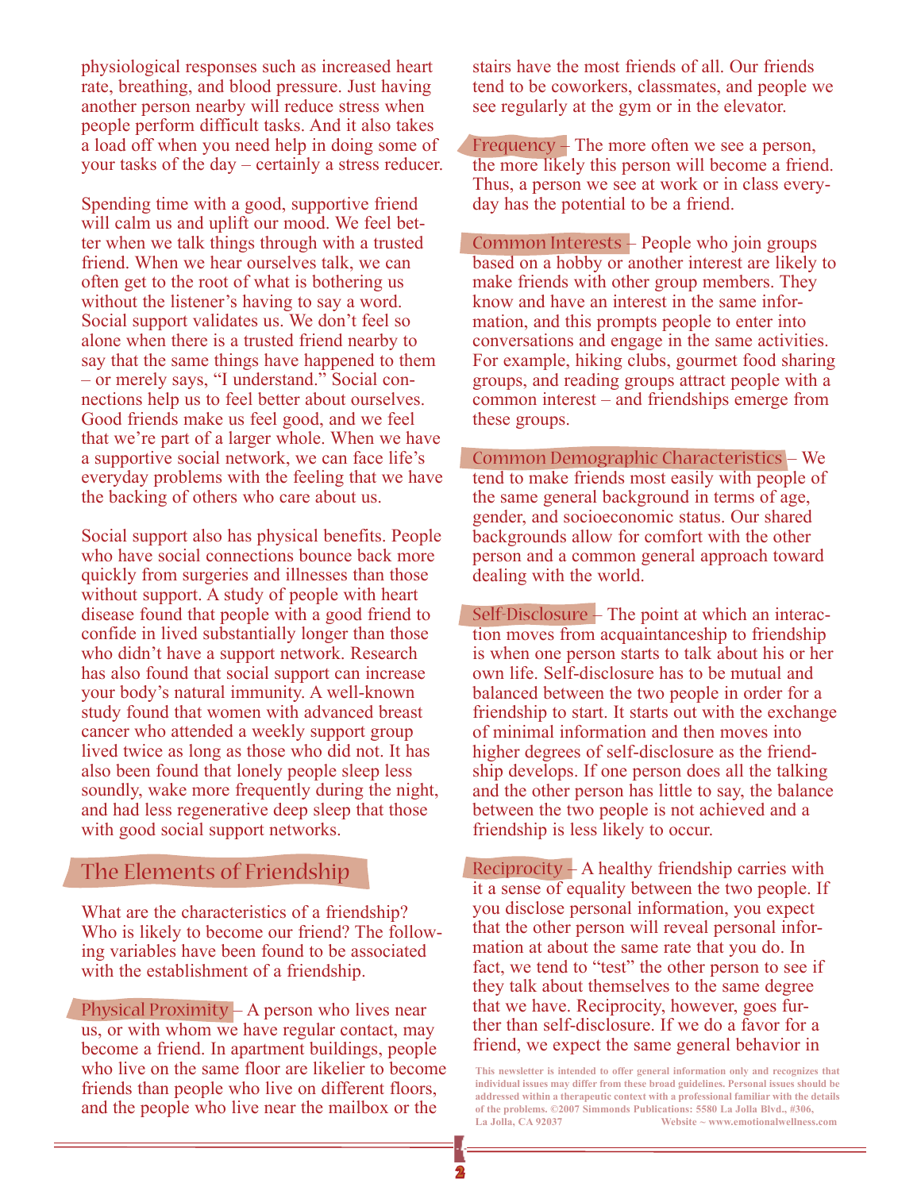physiological responses such as increased heart rate, breathing, and blood pressure. Just having another person nearby will reduce stress when people perform difficult tasks. And it also takes a load off when you need help in doing some of your tasks of the day – certainly a stress reducer.

Spending time with a good, supportive friend will calm us and uplift our mood. We feel better when we talk things through with a trusted friend. When we hear ourselves talk, we can often get to the root of what is bothering us without the listener's having to say a word. Social support validates us. We don't feel so alone when there is a trusted friend nearby to say that the same things have happened to them – or merely says, "I understand." Social connections help us to feel better about ourselves. Good friends make us feel good, and we feel that we're part of a larger whole. When we have a supportive social network, we can face life's everyday problems with the feeling that we have the backing of others who care about us.

Social support also has physical benefits. People who have social connections bounce back more quickly from surgeries and illnesses than those without support. A study of people with heart disease found that people with a good friend to confide in lived substantially longer than those who didn't have a support network. Research has also found that social support can increase your body's natural immunity. A well-known study found that women with advanced breast cancer who attended a weekly support group lived twice as long as those who did not. It has also been found that lonely people sleep less soundly, wake more frequently during the night, and had less regenerative deep sleep that those with good social support networks.

## The Elements of Friendship

What are the characteristics of a friendship? Who is likely to become our friend? The following variables have been found to be associated with the establishment of a friendship.

**Physical Proximity** – A person who lives near us, or with whom we have regular contact, may become a friend. In apartment buildings, people who live on the same floor are likelier to become friends than people who live on different floors, and the people who live near the mailbox or the stairs have the most friends of all. Our friends tend to be coworkers, classmates, and people we see regularly at the gym or in the elevator.

**Frequency** – The more often we see a person, the more likely this person will become a friend. Thus, a person we see at work or in class everyday has the potential to be a friend.

**Common Interests** – People who join groups based on a hobby or another interest are likely to make friends with other group members. They know and have an interest in the same information, and this prompts people to enter into conversations and engage in the same activities. For example, hiking clubs, gourmet food sharing groups, and reading groups attract people with a common interest – and friendships emerge from these groups.

**Common Demographic Characteristics** – We tend to make friends most easily with people of the same general background in terms of age, gender, and socioeconomic status. Our shared backgrounds allow for comfort with the other person and a common general approach toward dealing with the world.

**Self-Disclosure** – The point at which an interaction moves from acquaintanceship to friendship is when one person starts to talk about his or her own life. Self-disclosure has to be mutual and balanced between the two people in order for a friendship to start. It starts out with the exchange of minimal information and then moves into higher degrees of self-disclosure as the friendship develops. If one person does all the talking and the other person has little to say, the balance between the two people is not achieved and a friendship is less likely to occur.

**Reciprocity** – A healthy friendship carries with it a sense of equality between the two people. If you disclose personal information, you expect that the other person will reveal personal information at about the same rate that you do. In fact, we tend to "test" the other person to see if they talk about themselves to the same degree that we have. Reciprocity, however, goes further than self-disclosure. If we do a favor for a friend, we expect the same general behavior in

This newsletter is intended to offer general information only and recognizes that individual issues may differ from these broad guidelines. Personal issues should be addressed within a therapeutic context with a professional familiar with the details of the problems. ©2007 Simmonds Publications: 5580 La Jolla Blvd., #306, La Jolla, CA 92037 Website ~ www.emotionalwellness.com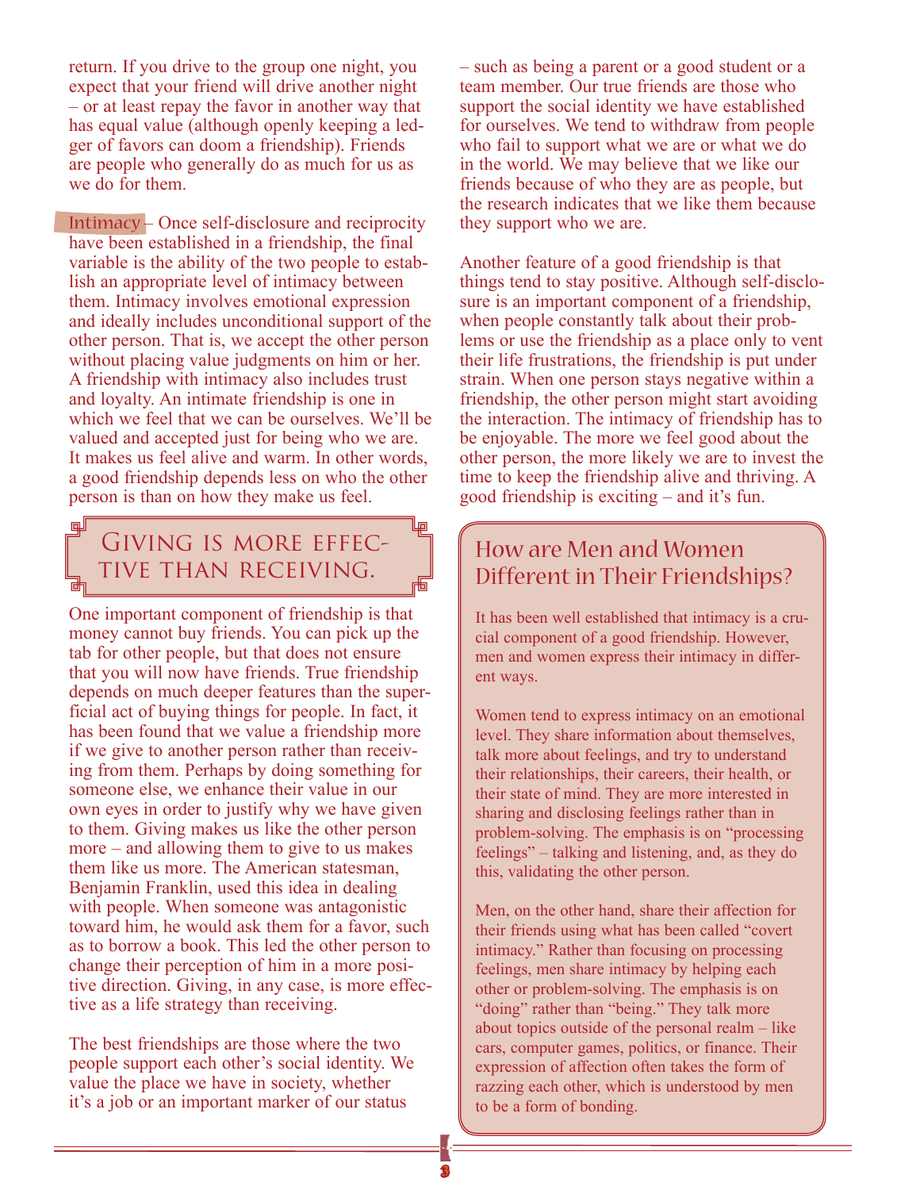return. If you drive to the group one night, you expect that your friend will drive another night – or at least repay the favor in another way that has equal value (although openly keeping a ledger of favors can doom a friendship). Friends are people who generally do as much for us as we do for them.

**Intimacy** – Once self-disclosure and reciprocity have been established in a friendship, the final variable is the ability of the two people to establish an appropriate level of intimacy between them. Intimacy involves emotional expression and ideally includes unconditional support of the other person. That is, we accept the other person without placing value judgments on him or her. A friendship with intimacy also includes trust and loyalty. An intimate friendship is one in which we feel that we can be ourselves. We'll be valued and accepted just for being who we are. It makes us feel alive and warm. In other words, a good friendship depends less on who the other person is than on how they make us feel.

## Giving is more effective than receiving.

One important component of friendship is that money cannot buy friends. You can pick up the tab for other people, but that does not ensure that you will now have friends. True friendship depends on much deeper features than the superficial act of buying things for people. In fact, it has been found that we value a friendship more if we give to another person rather than receiving from them. Perhaps by doing something for someone else, we enhance their value in our own eyes in order to justify why we have given to them. Giving makes us like the other person more – and allowing them to give to us makes them like us more. The American statesman, Benjamin Franklin, used this idea in dealing with people. When someone was antagonistic toward him, he would ask them for a favor, such as to borrow a book. This led the other person to change their perception of him in a more positive direction. Giving, in any case, is more effective as a life strategy than receiving.

The best friendships are those where the two people support each other's social identity. We value the place we have in society, whether it's a job or an important marker of our status – such as being a parent or a good student or a team member. Our true friends are those who support the social identity we have established for ourselves. We tend to withdraw from people who fail to support what we are or what we do in the world. We may believe that we like our friends because of who they are as people, but the research indicates that we like them because they support who we are.

Another feature of a good friendship is that things tend to stay positive. Although self-disclosure is an important component of a friendship, when people constantly talk about their problems or use the friendship as a place only to vent their life frustrations, the friendship is put under strain. When one person stays negative within a friendship, the other person might start avoiding the interaction. The intimacy of friendship has to be enjoyable. The more we feel good about the other person, the more likely we are to invest the time to keep the friendship alive and thriving. A good friendship is exciting – and it's fun.

## How are Men and Women Different in Their Friendships?

It has been well established that intimacy is a crucial component of a good friendship. However, men and women express their intimacy in different ways.

Women tend to express intimacy on an emotional level. They share information about themselves, talk more about feelings, and try to understand their relationships, their careers, their health, or their state of mind. They are more interested in sharing and disclosing feelings rather than in problem-solving. The emphasis is on "processing feelings" – talking and listening, and, as they do this, validating the other person.

Men, on the other hand, share their affection for their friends using what has been called "covert intimacy." Rather than focusing on processing feelings, men share intimacy by helping each other or problem-solving. The emphasis is on "doing" rather than "being." They talk more about topics outside of the personal realm – like cars, computer games, politics, or finance. Their expression of affection often takes the form of razzing each other, which is understood by men to be a form of bonding.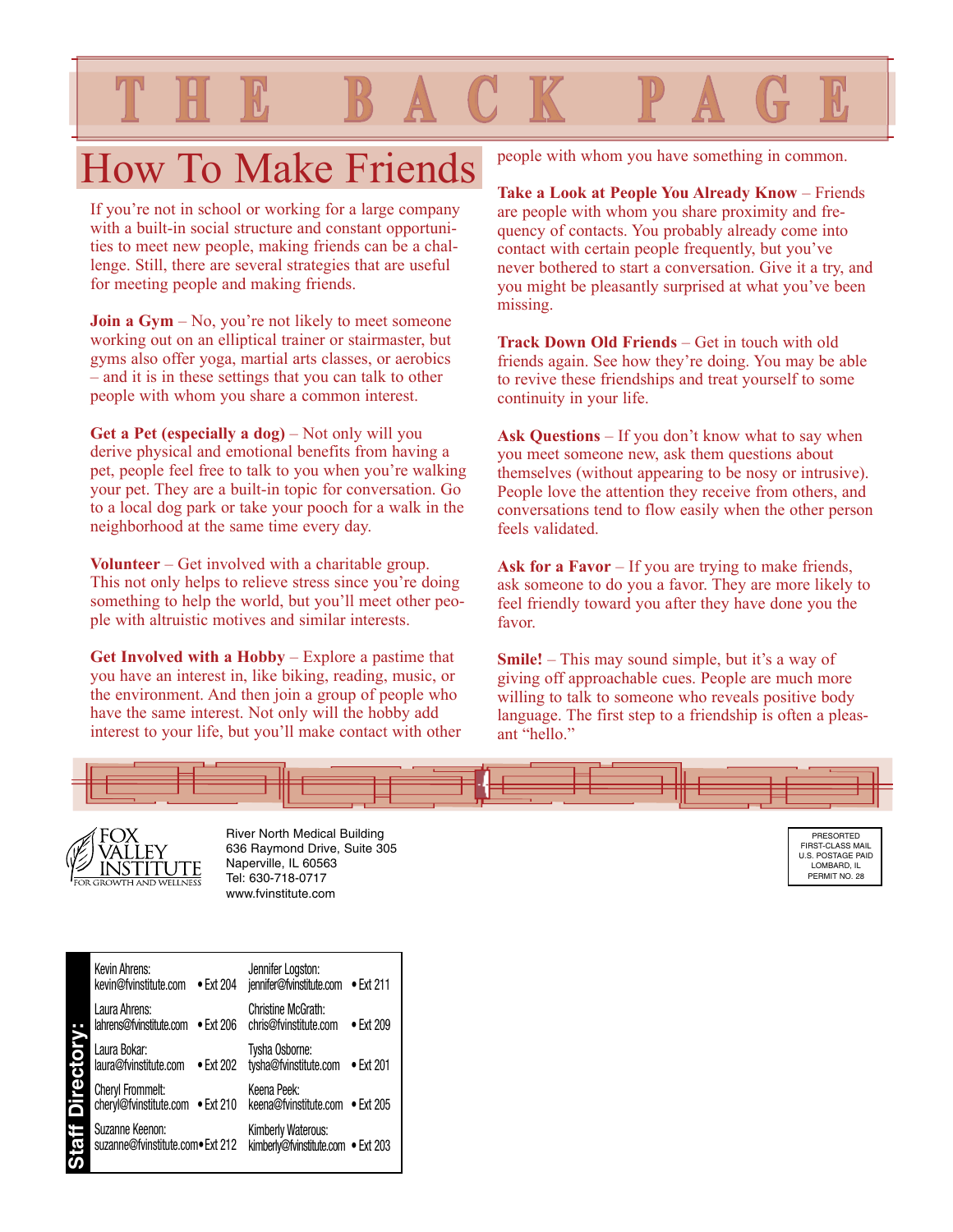# THE BACK PAGE

## How To Make Friends

If you're not in school or working for a large company with a built-in social structure and constant opportunities to meet new people, making friends can be a challenge. Still, there are several strategies that are useful for meeting people and making friends.

**Join a Gym** – No, you're not likely to meet someone working out on an elliptical trainer or stairmaster, but gyms also offer yoga, martial arts classes, or aerobics – and it is in these settings that you can talk to other people with whom you share a common interest.

**Get a Pet (especially a dog)** – Not only will you derive physical and emotional benefits from having a pet, people feel free to talk to you when you're walking your pet. They are a built-in topic for conversation. Go to a local dog park or take your pooch for a walk in the neighborhood at the same time every day.

**Volunteer** – Get involved with a charitable group. This not only helps to relieve stress since you're doing something to help the world, but you'll meet other people with altruistic motives and similar interests.

**Get Involved with a Hobby** – Explore a pastime that you have an interest in, like biking, reading, music, or the environment. And then join a group of people who have the same interest. Not only will the hobby add interest to your life, but you'll make contact with other people with whom you have something in common.

**Take a Look at People You Already Know** – Friends are people with whom you share proximity and frequency of contacts. You probably already come into contact with certain people frequently, but you've never bothered to start a conversation. Give it a try, and you might be pleasantly surprised at what you've been missing.

**Track Down Old Friends** – Get in touch with old friends again. See how they're doing. You may be able to revive these friendships and treat yourself to some continuity in your life.

**Ask Questions** – If you don't know what to say when you meet someone new, ask them questions about themselves (without appearing to be nosy or intrusive). People love the attention they receive from others, and conversations tend to flow easily when the other person feels validated.

**Ask for a Favor** – If you are trying to make friends, ask someone to do you a favor. They are more likely to feel friendly toward you after they have done you the favor.

**Smile!** – This may sound simple, but it's a way of giving off approachable cues. People are much more willing to talk to someone who reveals positive body language. The first step to a friendship is often a pleasant "hello."

---

FOX VALLEY INSTITUTE FOR GROWTH AND WELLNESS

River North Medical Building
636 Raymond Drive, Suite 305
Naperville, IL 60563
Tel: 630-718-0717
www.fvinstitute.com

PRESORTED
FIRST-CLASS MAIL
U.S. POSTAGE PAID
LOMBARD, IL
PERMIT NO. 28

**Staff Directory:**

| | |
|---|---|
| Kevin Ahrens: kevin@fvinstitute.com • Ext 204 | Jennifer Logston: jennifer@fvinstitute.com • Ext 211 |
| Laura Ahrens: lahrens@fvinstitute.com • Ext 206 | Christine McGrath: chris@fvinstitute.com • Ext 209 |
| Laura Bokar: laura@fvinstitute.com • Ext 202 | Tysha Osborne: tysha@fvinstitute.com • Ext 201 |
| Cheryl Frommelt: cheryl@fvinstitute.com • Ext 210 | Keena Peek: keena@fvinstitute.com • Ext 205 |
| Suzanne Keenon: suzanne@fvinstitute.com • Ext 212 | Kimberly Waterous: kimberly@fvinstitute.com • Ext 203 |